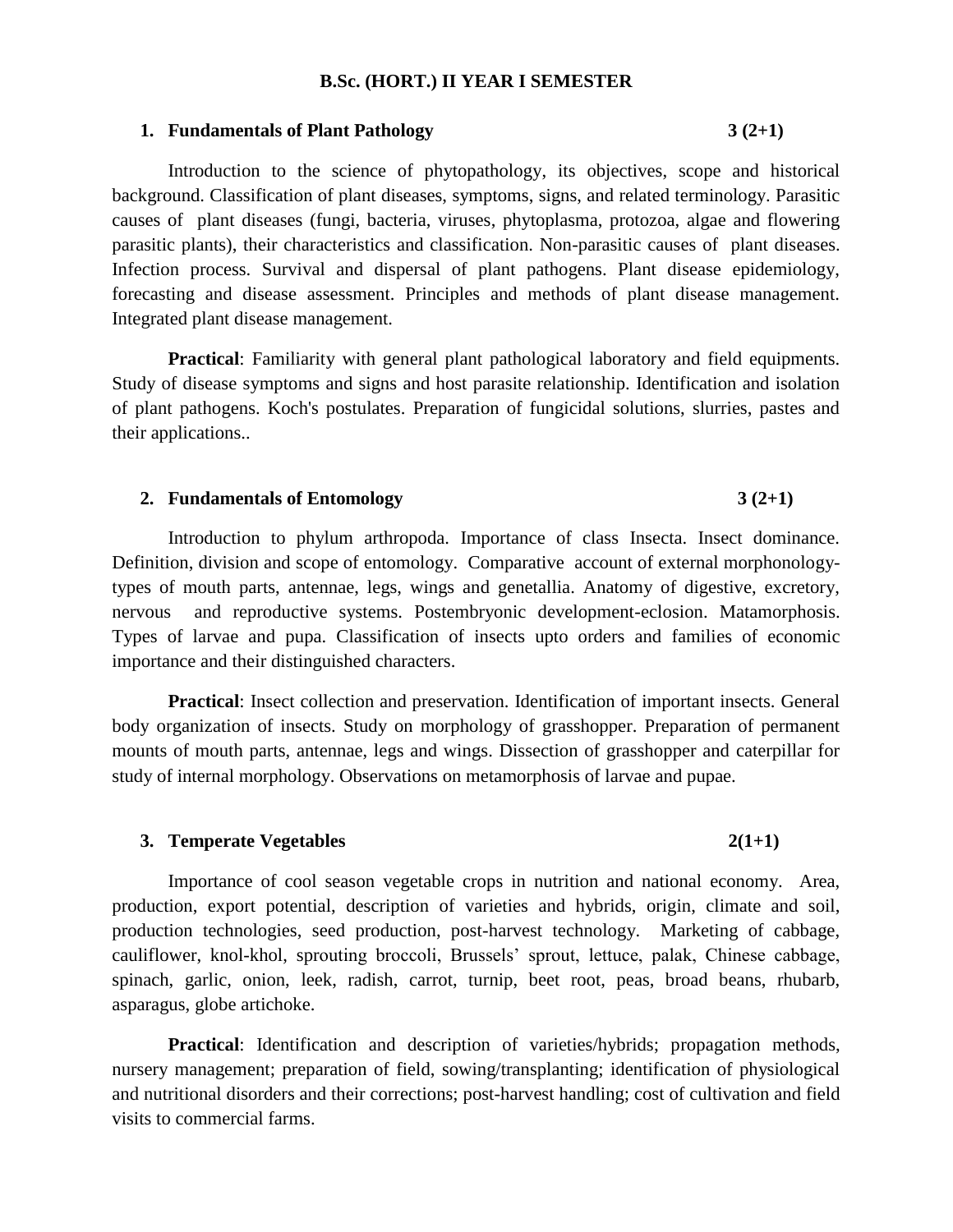# B.Sc. (HORT.) II YEAR I SEMESTER

## 1. Fundamentals of Plant Pathology 3 (2+1)

Introduction to the science of phytopathology, its objectives, scope and historical background. Classification of plant diseases, symptoms, signs, and related terminology. Parasitic causes of plant diseases (fungi, bacteria, viruses, phytoplasma, protozoa, algae and flowering parasitic plants), their characteristics and classification. Non-parasitic causes of plant diseases. Infection process. Survival and dispersal of plant pathogens. Plant disease epidemiology, forecasting and disease assessment. Principles and methods of plant disease management. Integrated plant disease management.

**Practical**: Familiarity with general plant pathological laboratory and field equipments. Study of disease symptoms and signs and host parasite relationship. Identification and isolation of plant pathogens. Koch's postulates. Preparation of fungicidal solutions, slurries, pastes and their applications..

## 2. Fundamentals of Entomology 3 (2+1)

Introduction to phylum arthropoda. Importance of class Insecta. Insect dominance. Definition, division and scope of entomology. Comparative account of external morphonology-types of mouth parts, antennae, legs, wings and genetallia. Anatomy of digestive, excretory, nervous and reproductive systems. Postembryonic development-eclosion. Matamorphosis. Types of larvae and pupa. Classification of insects upto orders and families of economic importance and their distinguished characters.

**Practical**: Insect collection and preservation. Identification of important insects. General body organization of insects. Study on morphology of grasshopper. Preparation of permanent mounts of mouth parts, antennae, legs and wings. Dissection of grasshopper and caterpillar for study of internal morphology. Observations on metamorphosis of larvae and pupae.

## 3. Temperate Vegetables 2(1+1)

Importance of cool season vegetable crops in nutrition and national economy. Area, production, export potential, description of varieties and hybrids, origin, climate and soil, production technologies, seed production, post-harvest technology. Marketing of cabbage, cauliflower, knol-khol, sprouting broccoli, Brussels' sprout, lettuce, palak, Chinese cabbage, spinach, garlic, onion, leek, radish, carrot, turnip, beet root, peas, broad beans, rhubarb, asparagus, globe artichoke.

**Practical**: Identification and description of varieties/hybrids; propagation methods, nursery management; preparation of field, sowing/transplanting; identification of physiological and nutritional disorders and their corrections; post-harvest handling; cost of cultivation and field visits to commercial farms.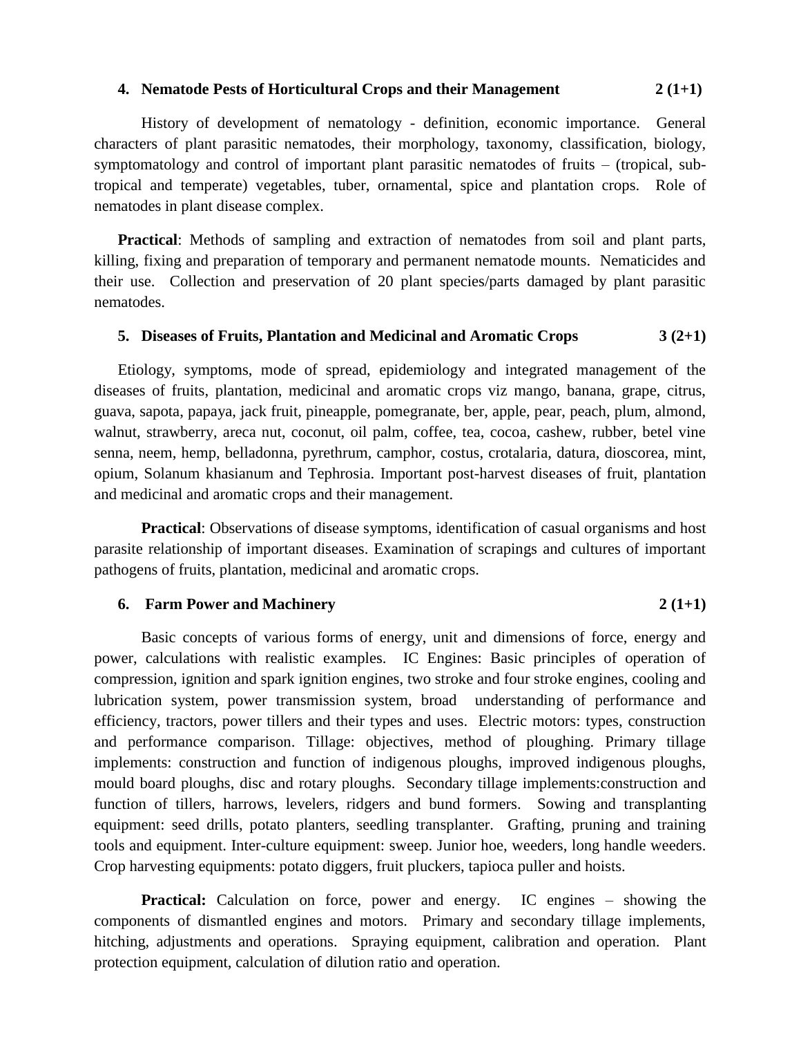### 4. Nematode Pests of Horticultural Crops and their Management 2 (1+1)

History of development of nematology - definition, economic importance. General characters of plant parasitic nematodes, their morphology, taxonomy, classification, biology, symptomatology and control of important plant parasitic nematodes of fruits – (tropical, sub-tropical and temperate) vegetables, tuber, ornamental, spice and plantation crops. Role of nematodes in plant disease complex.

**Practical**: Methods of sampling and extraction of nematodes from soil and plant parts, killing, fixing and preparation of temporary and permanent nematode mounts. Nematicides and their use. Collection and preservation of 20 plant species/parts damaged by plant parasitic nematodes.

### 5. Diseases of Fruits, Plantation and Medicinal and Aromatic Crops 3 (2+1)

Etiology, symptoms, mode of spread, epidemiology and integrated management of the diseases of fruits, plantation, medicinal and aromatic crops viz mango, banana, grape, citrus, guava, sapota, papaya, jack fruit, pineapple, pomegranate, ber, apple, pear, peach, plum, almond, walnut, strawberry, areca nut, coconut, oil palm, coffee, tea, cocoa, cashew, rubber, betel vine senna, neem, hemp, belladonna, pyrethrum, camphor, costus, crotalaria, datura, dioscorea, mint, opium, Solanum khasianum and Tephrosia. Important post-harvest diseases of fruit, plantation and medicinal and aromatic crops and their management.

**Practical**: Observations of disease symptoms, identification of casual organisms and host parasite relationship of important diseases. Examination of scrapings and cultures of important pathogens of fruits, plantation, medicinal and aromatic crops.

### 6. Farm Power and Machinery 2 (1+1)

Basic concepts of various forms of energy, unit and dimensions of force, energy and power, calculations with realistic examples. IC Engines: Basic principles of operation of compression, ignition and spark ignition engines, two stroke and four stroke engines, cooling and lubrication system, power transmission system, broad understanding of performance and efficiency, tractors, power tillers and their types and uses. Electric motors: types, construction and performance comparison. Tillage: objectives, method of ploughing. Primary tillage implements: construction and function of indigenous ploughs, improved indigenous ploughs, mould board ploughs, disc and rotary ploughs. Secondary tillage implements:construction and function of tillers, harrows, levelers, ridgers and bund formers. Sowing and transplanting equipment: seed drills, potato planters, seedling transplanter. Grafting, pruning and training tools and equipment. Inter-culture equipment: sweep. Junior hoe, weeders, long handle weeders. Crop harvesting equipments: potato diggers, fruit pluckers, tapioca puller and hoists.

**Practical:** Calculation on force, power and energy. IC engines – showing the components of dismantled engines and motors. Primary and secondary tillage implements, hitching, adjustments and operations. Spraying equipment, calibration and operation. Plant protection equipment, calculation of dilution ratio and operation.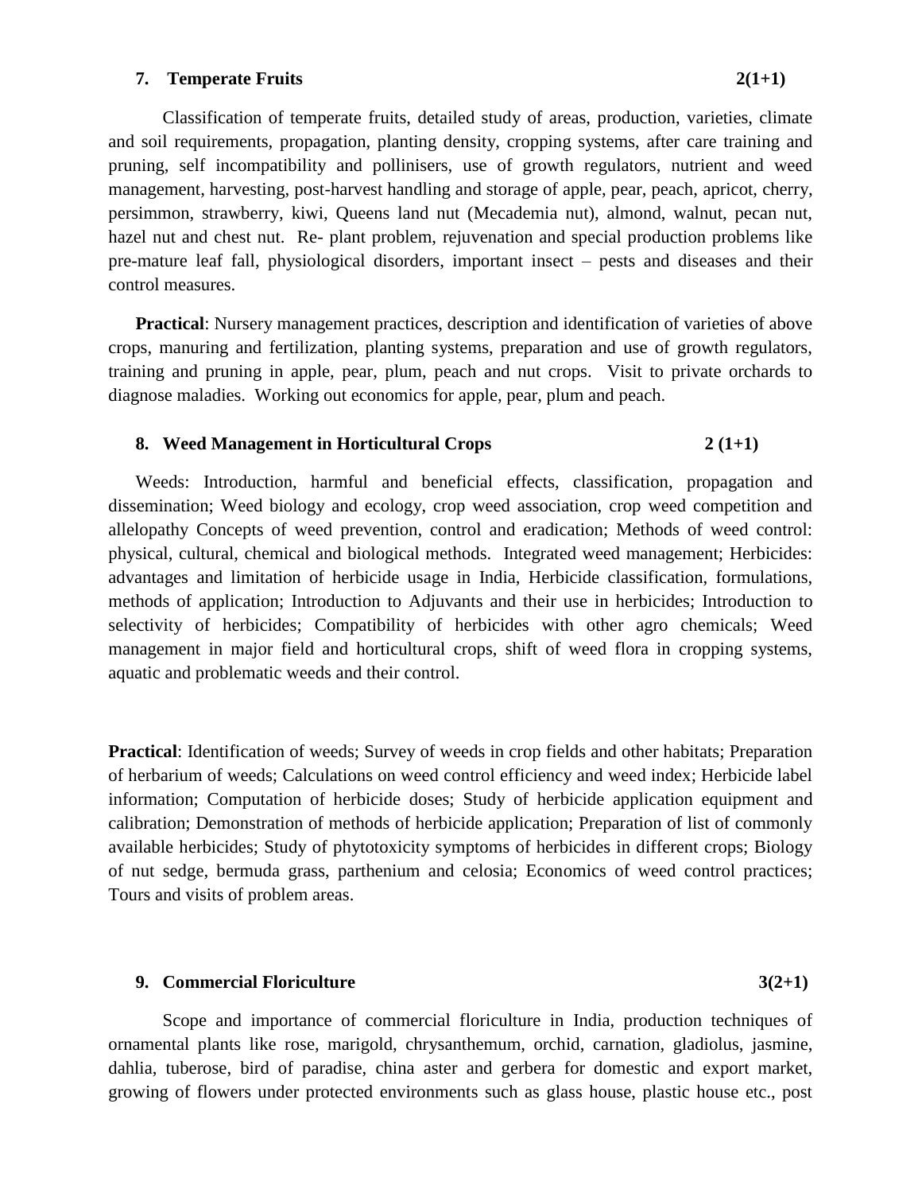### 7. Temperate Fruits 2(1+1)

Classification of temperate fruits, detailed study of areas, production, varieties, climate and soil requirements, propagation, planting density, cropping systems, after care training and pruning, self incompatibility and pollinisers, use of growth regulators, nutrient and weed management, harvesting, post-harvest handling and storage of apple, pear, peach, apricot, cherry, persimmon, strawberry, kiwi, Queens land nut (Mecademia nut), almond, walnut, pecan nut, hazel nut and chest nut. Re- plant problem, rejuvenation and special production problems like pre-mature leaf fall, physiological disorders, important insect – pests and diseases and their control measures.

**Practical**: Nursery management practices, description and identification of varieties of above crops, manuring and fertilization, planting systems, preparation and use of growth regulators, training and pruning in apple, pear, plum, peach and nut crops. Visit to private orchards to diagnose maladies. Working out economics for apple, pear, plum and peach.

### 8. Weed Management in Horticultural Crops 2 (1+1)

Weeds: Introduction, harmful and beneficial effects, classification, propagation and dissemination; Weed biology and ecology, crop weed association, crop weed competition and allelopathy Concepts of weed prevention, control and eradication; Methods of weed control: physical, cultural, chemical and biological methods. Integrated weed management; Herbicides: advantages and limitation of herbicide usage in India, Herbicide classification, formulations, methods of application; Introduction to Adjuvants and their use in herbicides; Introduction to selectivity of herbicides; Compatibility of herbicides with other agro chemicals; Weed management in major field and horticultural crops, shift of weed flora in cropping systems, aquatic and problematic weeds and their control.

**Practical**: Identification of weeds; Survey of weeds in crop fields and other habitats; Preparation of herbarium of weeds; Calculations on weed control efficiency and weed index; Herbicide label information; Computation of herbicide doses; Study of herbicide application equipment and calibration; Demonstration of methods of herbicide application; Preparation of list of commonly available herbicides; Study of phytotoxicity symptoms of herbicides in different crops; Biology of nut sedge, bermuda grass, parthenium and celosia; Economics of weed control practices; Tours and visits of problem areas.

### 9. Commercial Floriculture 3(2+1)

Scope and importance of commercial floriculture in India, production techniques of ornamental plants like rose, marigold, chrysanthemum, orchid, carnation, gladiolus, jasmine, dahlia, tuberose, bird of paradise, china aster and gerbera for domestic and export market, growing of flowers under protected environments such as glass house, plastic house etc., post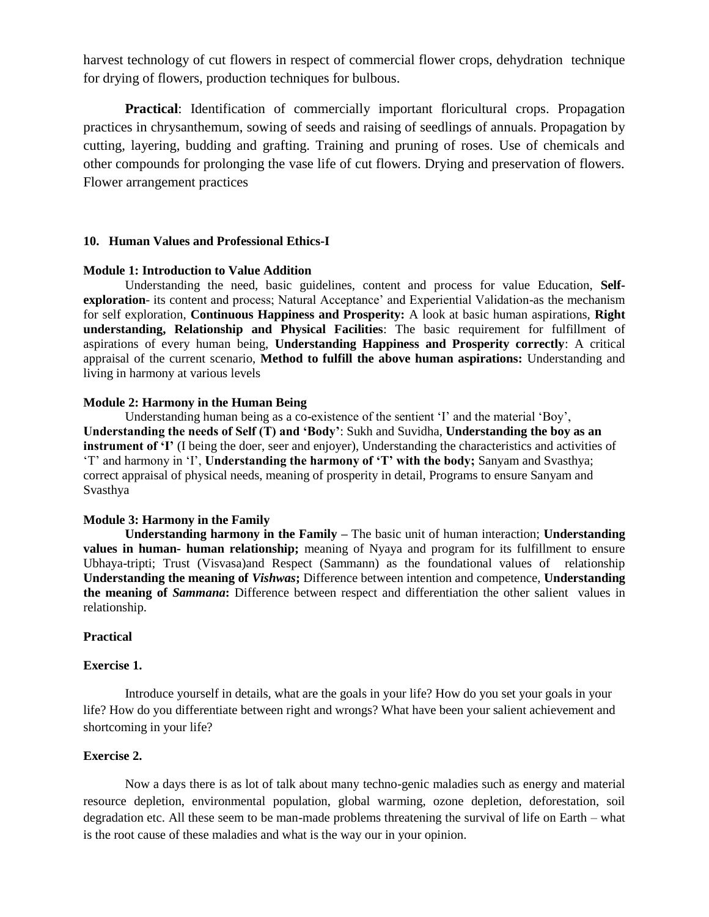harvest technology of cut flowers in respect of commercial flower crops, dehydration technique for drying of flowers, production techniques for bulbous.

**Practical**: Identification of commercially important floricultural crops. Propagation practices in chrysanthemum, sowing of seeds and raising of seedlings of annuals. Propagation by cutting, layering, budding and grafting. Training and pruning of roses. Use of chemicals and other compounds for prolonging the vase life of cut flowers. Drying and preservation of flowers. Flower arrangement practices

**10. Human Values and Professional Ethics-I**

**Module 1: Introduction to Value Addition**

Understanding the need, basic guidelines, content and process for value Education, **Self-exploration**- its content and process; Natural Acceptance' and Experiential Validation-as the mechanism for self exploration, **Continuous Happiness and Prosperity:** A look at basic human aspirations, **Right understanding, Relationship and Physical Facilities**: The basic requirement for fulfillment of aspirations of every human being, **Understanding Happiness and Prosperity correctly**: A critical appraisal of the current scenario, **Method to fulfill the above human aspirations:** Understanding and living in harmony at various levels

**Module 2: Harmony in the Human Being**

Understanding human being as a co-existence of the sentient 'I' and the material 'Boy', **Understanding the needs of Self (T) and 'Body'**: Sukh and Suvidha, **Understanding the boy as an instrument of 'I'** (I being the doer, seer and enjoyer), Understanding the characteristics and activities of 'T' and harmony in 'I', **Understanding the harmony of 'T' with the body;** Sanyam and Svasthya; correct appraisal of physical needs, meaning of prosperity in detail, Programs to ensure Sanyam and Svasthya

**Module 3: Harmony in the Family**

**Understanding harmony in the Family –** The basic unit of human interaction; **Understanding values in human- human relationship;** meaning of Nyaya and program for its fulfillment to ensure Ubhaya-tripti; Trust (Visvasa)and Respect (Sammann) as the foundational values of relationship **Understanding the meaning of *Vishwas*;** Difference between intention and competence, **Understanding the meaning of *Sammana*:** Difference between respect and differentiation the other salient values in relationship.

**Practical**

**Exercise 1.**

Introduce yourself in details, what are the goals in your life? How do you set your goals in your life? How do you differentiate between right and wrongs? What have been your salient achievement and shortcoming in your life?

**Exercise 2.**

Now a days there is as lot of talk about many techno-genic maladies such as energy and material resource depletion, environmental population, global warming, ozone depletion, deforestation, soil degradation etc. All these seem to be man-made problems threatening the survival of life on Earth – what is the root cause of these maladies and what is the way our in your opinion.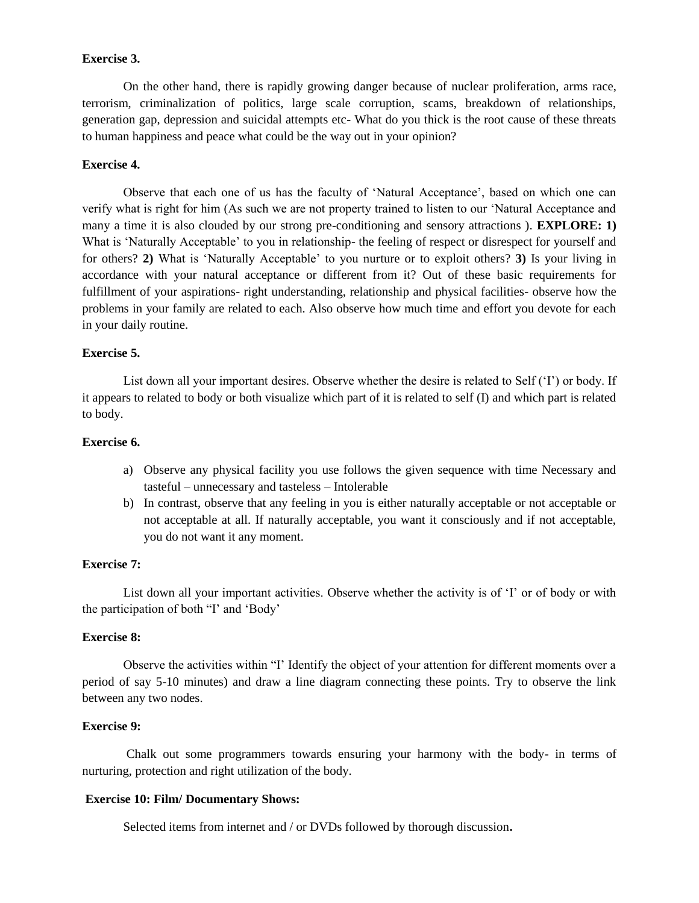**Exercise 3.**

On the other hand, there is rapidly growing danger because of nuclear proliferation, arms race, terrorism, criminalization of politics, large scale corruption, scams, breakdown of relationships, generation gap, depression and suicidal attempts etc- What do you thick is the root cause of these threats to human happiness and peace what could be the way out in your opinion?

**Exercise 4.**

Observe that each one of us has the faculty of 'Natural Acceptance', based on which one can verify what is right for him (As such we are not property trained to listen to our 'Natural Acceptance and many a time it is also clouded by our strong pre-conditioning and sensory attractions ). **EXPLORE: 1)** What is 'Naturally Acceptable' to you in relationship- the feeling of respect or disrespect for yourself and for others? **2)** What is 'Naturally Acceptable' to you nurture or to exploit others? **3)** Is your living in accordance with your natural acceptance or different from it? Out of these basic requirements for fulfillment of your aspirations- right understanding, relationship and physical facilities- observe how the problems in your family are related to each. Also observe how much time and effort you devote for each in your daily routine.

**Exercise 5.**

List down all your important desires. Observe whether the desire is related to Self ('I') or body. If it appears to related to body or both visualize which part of it is related to self (I) and which part is related to body.

**Exercise 6.**

a) Observe any physical facility you use follows the given sequence with time Necessary and tasteful – unnecessary and tasteless – Intolerable
b) In contrast, observe that any feeling in you is either naturally acceptable or not acceptable or not acceptable at all. If naturally acceptable, you want it consciously and if not acceptable, you do not want it any moment.

**Exercise 7:**

List down all your important activities. Observe whether the activity is of 'I' or of body or with the participation of both "I' and 'Body'

**Exercise 8:**

Observe the activities within "I' Identify the object of your attention for different moments over a period of say 5-10 minutes) and draw a line diagram connecting these points. Try to observe the link between any two nodes.

**Exercise 9:**

Chalk out some programmers towards ensuring your harmony with the body- in terms of nurturing, protection and right utilization of the body.

**Exercise 10: Film/ Documentary Shows:**

Selected items from internet and / or DVDs followed by thorough discussion**.**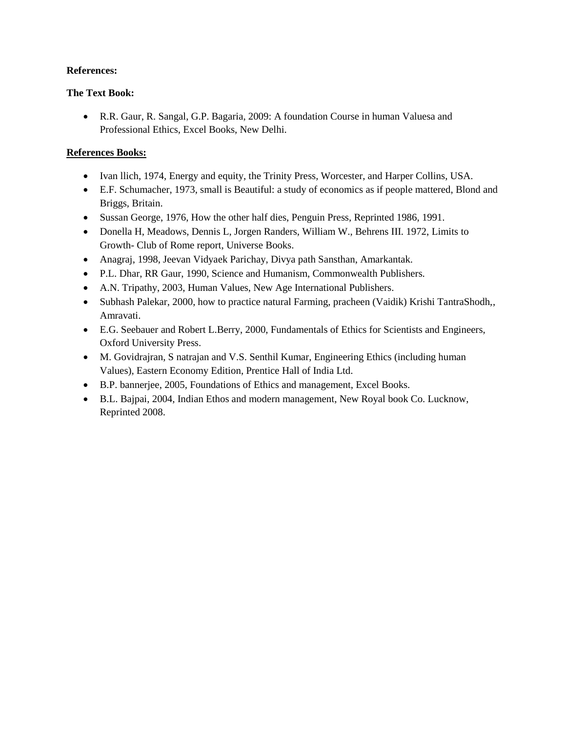**References:**

**The Text Book:**

- R.R. Gaur, R. Sangal, G.P. Bagaria, 2009: A foundation Course in human Valuesa and Professional Ethics, Excel Books, New Delhi.

**References Books:**

- Ivan llich, 1974, Energy and equity, the Trinity Press, Worcester, and Harper Collins, USA.
- E.F. Schumacher, 1973, small is Beautiful: a study of economics as if people mattered, Blond and Briggs, Britain.
- Sussan George, 1976, How the other half dies, Penguin Press, Reprinted 1986, 1991.
- Donella H, Meadows, Dennis L, Jorgen Randers, William W., Behrens III. 1972, Limits to Growth- Club of Rome report, Universe Books.
- Anagraj, 1998, Jeevan Vidyaek Parichay, Divya path Sansthan, Amarkantak.
- P.L. Dhar, RR Gaur, 1990, Science and Humanism, Commonwealth Publishers.
- A.N. Tripathy, 2003, Human Values, New Age International Publishers.
- Subhash Palekar, 2000, how to practice natural Farming, pracheen (Vaidik) Krishi TantraShodh,, Amravati.
- E.G. Seebauer and Robert L.Berry, 2000, Fundamentals of Ethics for Scientists and Engineers, Oxford University Press.
- M. Govidrajran, S natrajan and V.S. Senthil Kumar, Engineering Ethics (including human Values), Eastern Economy Edition, Prentice Hall of India Ltd.
- B.P. bannerjee, 2005, Foundations of Ethics and management, Excel Books.
- B.L. Bajpai, 2004, Indian Ethos and modern management, New Royal book Co. Lucknow, Reprinted 2008.